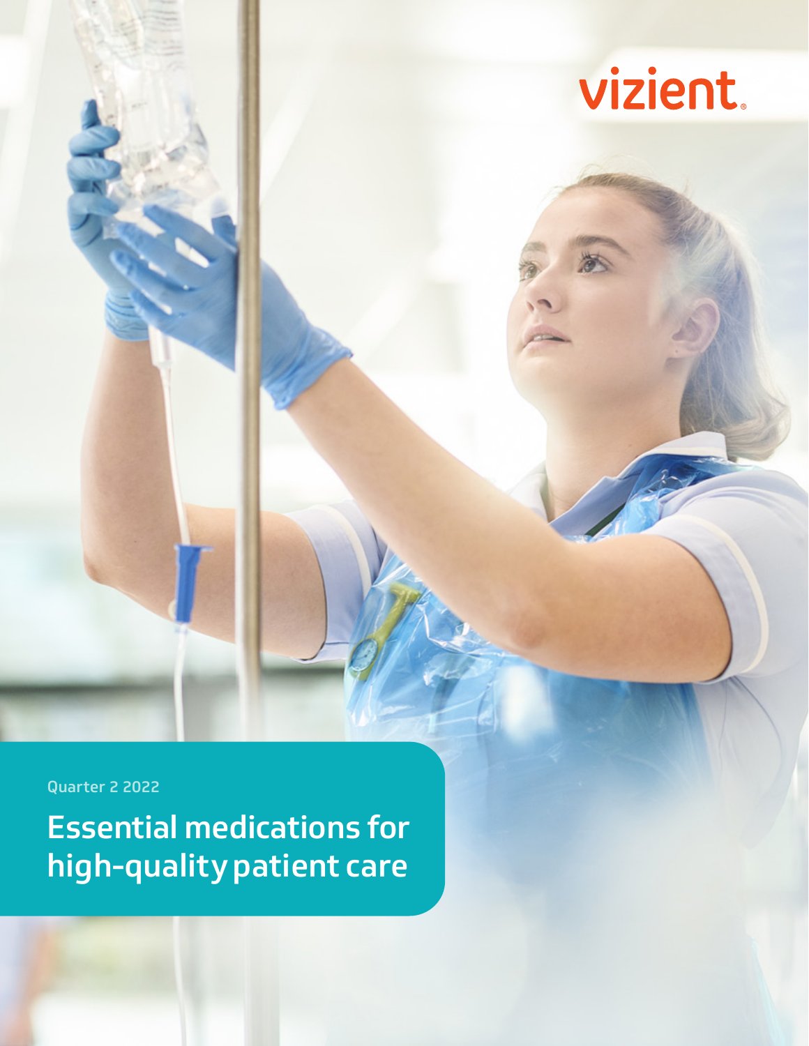vizient

Quarter 2 2022

# Essential medications for high-quality patient care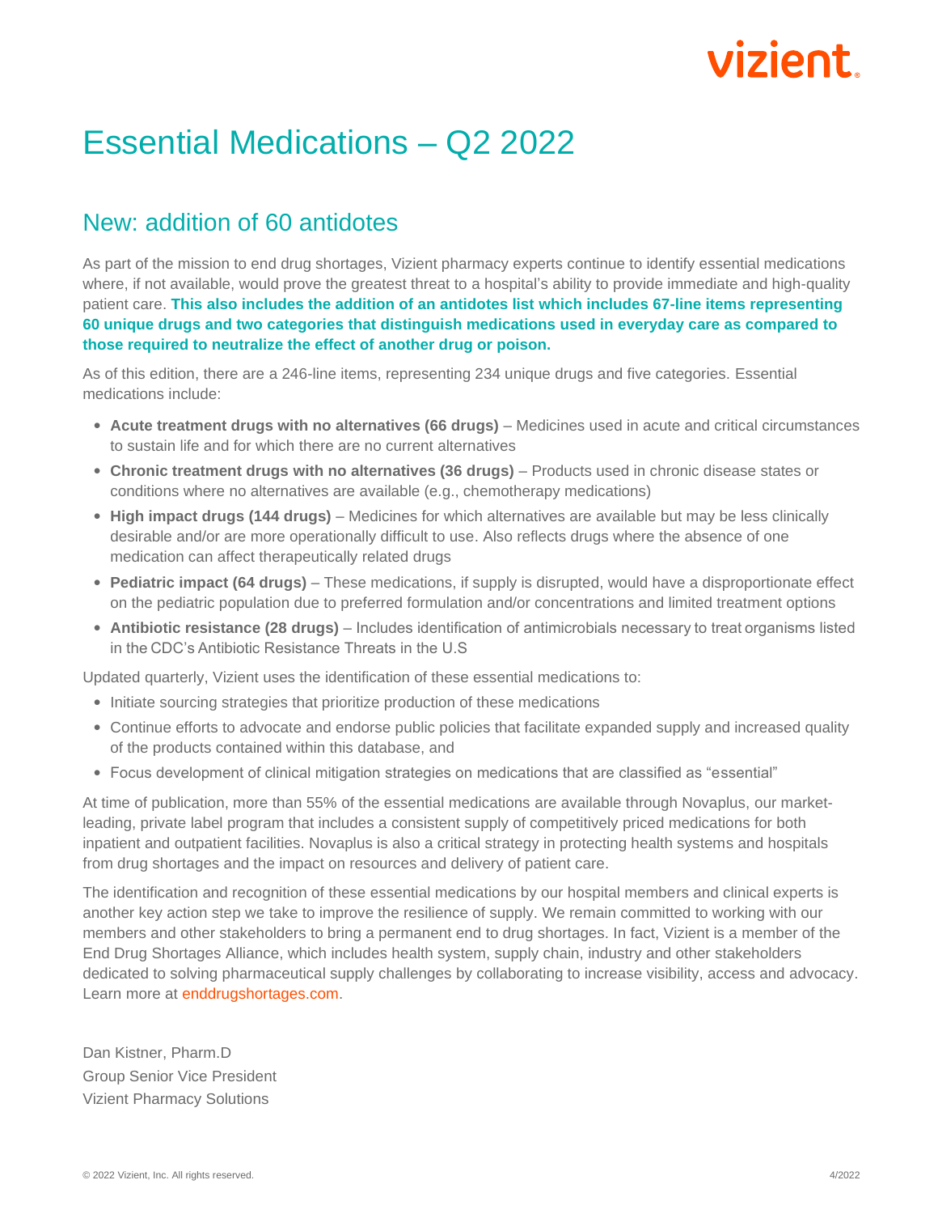# Essential Medications – Q2 2022

## New: addition of 60 antidotes

As part of the mission to end drug shortages, Vizient pharmacy experts continue to identify essential medications where, if not available, would prove the greatest threat to a hospital's ability to provide immediate and high-quality patient care. **This also includes the addition of an antidotes list which includes 67-line items representing 60 unique drugs and two categories that distinguish medications used in everyday care as compared to those required to neutralize the effect of another drug or poison.**

As of this edition, there are a 246-line items, representing 234 unique drugs and five categories. Essential medications include:

- **Acute treatment drugs with no alternatives (66 drugs)** – Medicines used in acute and critical circumstances to sustain life and for which there are no current alternatives
- **Chronic treatment drugs with no alternatives (36 drugs)** – Products used in chronic disease states or conditions where no alternatives are available (e.g., chemotherapy medications)
- **High impact drugs (144 drugs)** – Medicines for which alternatives are available but may be less clinically desirable and/or are more operationally difficult to use. Also reflects drugs where the absence of one medication can affect therapeutically related drugs
- **Pediatric impact (64 drugs)** – These medications, if supply is disrupted, would have a disproportionate effect on the pediatric population due to preferred formulation and/or concentrations and limited treatment options
- **Antibiotic resistance (28 drugs)** – Includes identification of antimicrobials necessary to treat organisms listed in the CDC's Antibiotic Resistance Threats in the U.S

Updated quarterly, Vizient uses the identification of these essential medications to:

- Initiate sourcing strategies that prioritize production of these medications
- Continue efforts to advocate and endorse public policies that facilitate expanded supply and increased quality of the products contained within this database, and
- Focus development of clinical mitigation strategies on medications that are classified as "essential"

At time of publication, more than 55% of the essential medications are available through Novaplus, our market-leading, private label program that includes a consistent supply of competitively priced medications for both inpatient and outpatient facilities. Novaplus is also a critical strategy in protecting health systems and hospitals from drug shortages and the impact on resources and delivery of patient care.

The identification and recognition of these essential medications by our hospital members and clinical experts is another key action step we take to improve the resilience of supply. We remain committed to working with our members and other stakeholders to bring a permanent end to drug shortages. In fact, Vizient is a member of the End Drug Shortages Alliance, which includes health system, supply chain, industry and other stakeholders dedicated to solving pharmaceutical supply challenges by collaborating to increase visibility, access and advocacy. Learn more at enddrugshortages.com.

Dan Kistner, Pharm.D
Group Senior Vice President
Vizient Pharmacy Solutions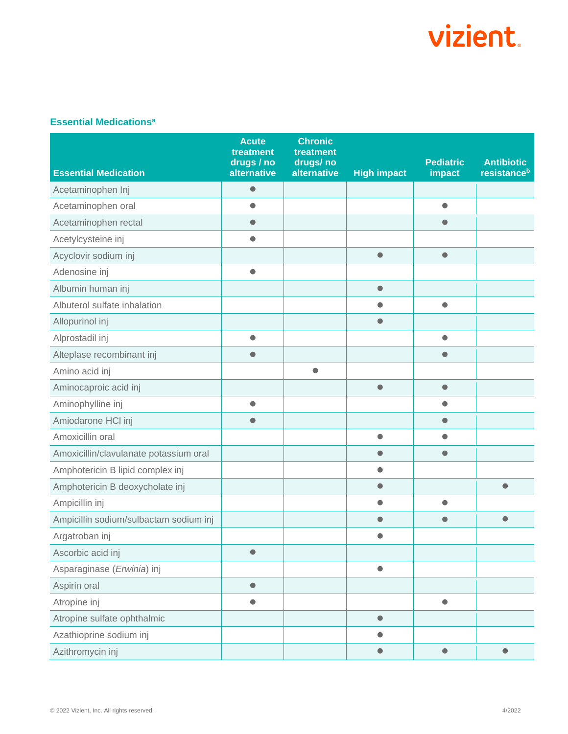### Essential Medications[a]

| Essential Medication | Acute treatment drugs / no alternative | Chronic treatment drugs/ no alternative | High impact | Pediatric impact | Antibiotic resistance[b] |
|---|---|---|---|---|---|
| Acetaminophen Inj | ● | | | | |
| Acetaminophen oral | ● | | | ● | |
| Acetaminophen rectal | ● | | | ● | |
| Acetylcysteine inj | ● | | | | |
| Acyclovir sodium inj | | | ● | ● | |
| Adenosine inj | ● | | | | |
| Albumin human inj | | | ● | | |
| Albuterol sulfate inhalation | | | ● | ● | |
| Allopurinol inj | | | ● | | |
| Alprostadil inj | ● | | | ● | |
| Alteplase recombinant inj | ● | | | ● | |
| Amino acid inj | | ● | | | |
| Aminocaproic acid inj | | | ● | ● | |
| Aminophylline inj | ● | | | ● | |
| Amiodarone HCl inj | ● | | | ● | |
| Amoxicillin oral | | | ● | ● | |
| Amoxicillin/clavulanate potassium oral | | | ● | ● | |
| Amphotericin B lipid complex inj | | | ● | | |
| Amphotericin B deoxycholate inj | | | ● | | ● |
| Ampicillin inj | | | ● | ● | |
| Ampicillin sodium/sulbactam sodium inj | | | ● | ● | ● |
| Argatroban inj | | | ● | | |
| Ascorbic acid inj | ● | | | | |
| Asparaginase (*Erwinia*) inj | | | ● | | |
| Aspirin oral | ● | | | | |
| Atropine inj | ● | | | ● | |
| Atropine sulfate ophthalmic | | | ● | | |
| Azathioprine sodium inj | | | ● | | |
| Azithromycin inj | | | ● | ● | ● |

© 2022 Vizient, Inc. All rights reserved. 4/2022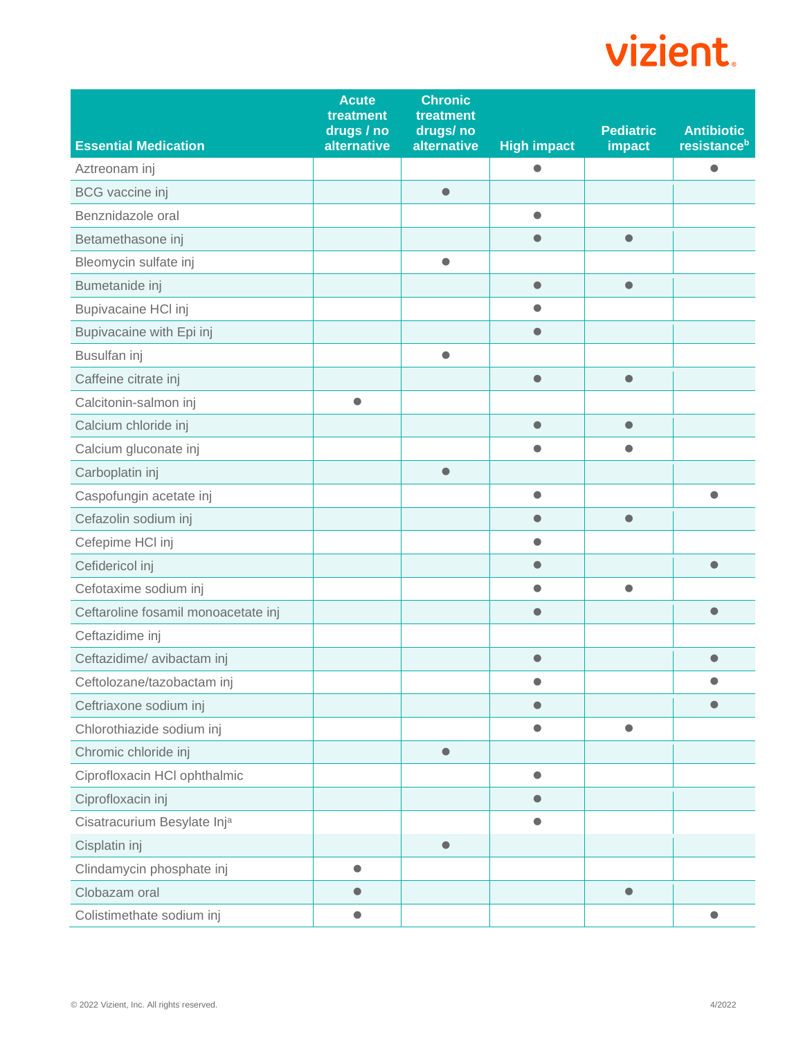| Essential Medication | Acute treatment drugs / no alternative | Chronic treatment drugs/ no alternative | High impact | Pediatric impact | Antibiotic resistance[b] |
|---|---|---|---|---|---|
| Aztreonam inj | | | ● | | ● |
| BCG vaccine inj | | ● | | | |
| Benznidazole oral | | | ● | | |
| Betamethasone inj | | | ● | ● | |
| Bleomycin sulfate inj | | ● | | | |
| Bumetanide inj | | | ● | ● | |
| Bupivacaine HCl inj | | | ● | | |
| Bupivacaine with Epi inj | | | ● | | |
| Busulfan inj | | ● | | | |
| Caffeine citrate inj | | | ● | ● | |
| Calcitonin-salmon inj | ● | | | | |
| Calcium chloride inj | | | ● | ● | |
| Calcium gluconate inj | | | ● | ● | |
| Carboplatin inj | | ● | | | |
| Caspofungin acetate inj | | | ● | | ● |
| Cefazolin sodium inj | | | ● | ● | |
| Cefepime HCl inj | | | ● | | |
| Cefidericol inj | | | ● | | ● |
| Cefotaxime sodium inj | | | ● | ● | |
| Ceftaroline fosamil monoacetate inj | | | ● | | ● |
| Ceftazidime inj | | | | | |
| Ceftazidime/ avibactam inj | | | ● | | ● |
| Ceftolozane/tazobactam inj | | | ● | | ● |
| Ceftriaxone sodium inj | | | ● | | ● |
| Chlorothiazide sodium inj | | | ● | ● | |
| Chromic chloride inj | | ● | | | |
| Ciprofloxacin HCl ophthalmic | | | ● | | |
| Ciprofloxacin inj | | | ● | | |
| Cisatracurium Besylate Inj[a] | | | ● | | |
| Cisplatin inj | | ● | | | |
| Clindamycin phosphate inj | ● | | | | |
| Clobazam oral | ● | | | ● | |
| Colistimethate sodium inj | ● | | | | ● |

© 2022 Vizient, Inc. All rights reserved. 4/2022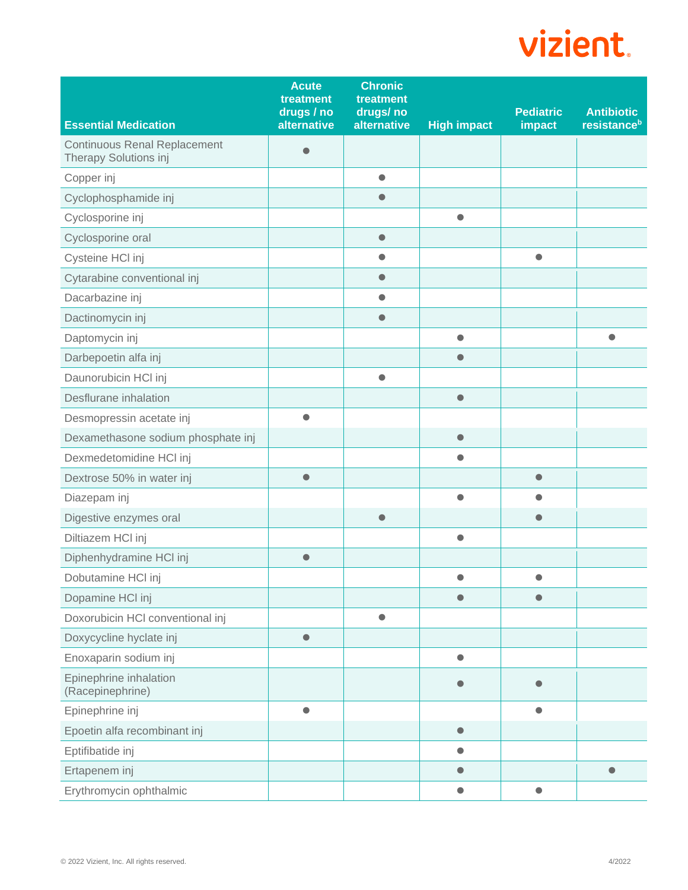| Essential Medication | Acute treatment drugs / no alternative | Chronic treatment drugs/ no alternative | High impact | Pediatric impact | Antibiotic resistance[b] |
|---|---|---|---|---|---|
| Continuous Renal Replacement Therapy Solutions inj | ● | | | | |
| Copper inj | | ● | | | |
| Cyclophosphamide inj | | ● | | | |
| Cyclosporine inj | | | ● | | |
| Cyclosporine oral | | ● | | | |
| Cysteine HCl inj | | ● | | ● | |
| Cytarabine conventional inj | | ● | | | |
| Dacarbazine inj | | ● | | | |
| Dactinomycin inj | | ● | | | |
| Daptomycin inj | | | ● | | ● |
| Darbepoetin alfa inj | | | ● | | |
| Daunorubicin HCl inj | | ● | | | |
| Desflurane inhalation | | | ● | | |
| Desmopressin acetate inj | ● | | | | |
| Dexamethasone sodium phosphate inj | | | ● | | |
| Dexmedetomidine HCl inj | | | ● | | |
| Dextrose 50% in water inj | ● | | | ● | |
| Diazepam inj | | | ● | ● | |
| Digestive enzymes oral | | ● | | ● | |
| Diltiazem HCl inj | | | ● | | |
| Diphenhydramine HCl inj | ● | | | | |
| Dobutamine HCl inj | | | ● | ● | |
| Dopamine HCl inj | | | ● | ● | |
| Doxorubicin HCl conventional inj | | ● | | | |
| Doxycycline hyclate inj | ● | | | | |
| Enoxaparin sodium inj | | | ● | | |
| Epinephrine inhalation (Racepinephrine) | | | ● | ● | |
| Epinephrine inj | ● | | | ● | |
| Epoetin alfa recombinant inj | | | ● | | |
| Eptifibatide inj | | | ● | | |
| Ertapenem inj | | | ● | | ● |
| Erythromycin ophthalmic | | | ● | ● | |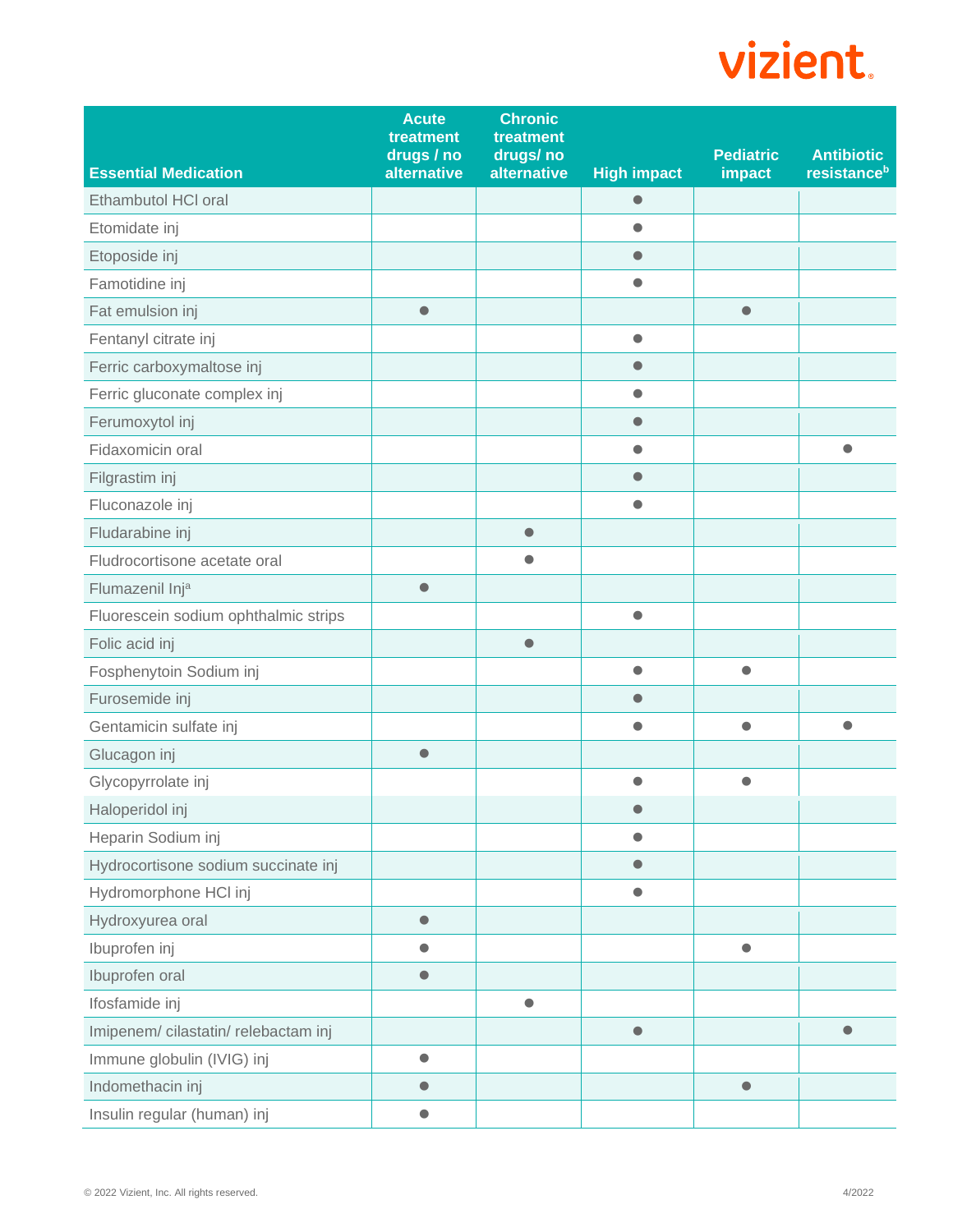| Essential Medication | Acute treatment drugs / no alternative | Chronic treatment drugs/ no alternative | High impact | Pediatric impact | Antibiotic resistance[b] |
|---|---|---|---|---|---|
| Ethambutol HCl oral | | | ● | | |
| Etomidate inj | | | ● | | |
| Etoposide inj | | | ● | | |
| Famotidine inj | | | ● | | |
| Fat emulsion inj | ● | | | ● | |
| Fentanyl citrate inj | | | ● | | |
| Ferric carboxymaltose inj | | | ● | | |
| Ferric gluconate complex inj | | | ● | | |
| Ferumoxytol inj | | | ● | | |
| Fidaxomicin oral | | | ● | | ● |
| Filgrastim inj | | | ● | | |
| Fluconazole inj | | | ● | | |
| Fludarabine inj | | ● | | | |
| Fludrocortisone acetate oral | | ● | | | |
| Flumazenil Inj[a] | ● | | | | |
| Fluorescein sodium ophthalmic strips | | | ● | | |
| Folic acid inj | | ● | | | |
| Fosphenytoin Sodium inj | | | ● | ● | |
| Furosemide inj | | | ● | | |
| Gentamicin sulfate inj | | | ● | ● | ● |
| Glucagon inj | ● | | | | |
| Glycopyrrolate inj | | | ● | ● | |
| Haloperidol inj | | | ● | | |
| Heparin Sodium inj | | | ● | | |
| Hydrocortisone sodium succinate inj | | | ● | | |
| Hydromorphone HCl inj | | | ● | | |
| Hydroxyurea oral | ● | | | | |
| Ibuprofen inj | ● | | | ● | |
| Ibuprofen oral | ● | | | | |
| Ifosfamide inj | | ● | | | |
| Imipenem/ cilastatin/ relebactam inj | | | ● | | ● |
| Immune globulin (IVIG) inj | ● | | | | |
| Indomethacin inj | ● | | | ● | |
| Insulin regular (human) inj | ● | | | | |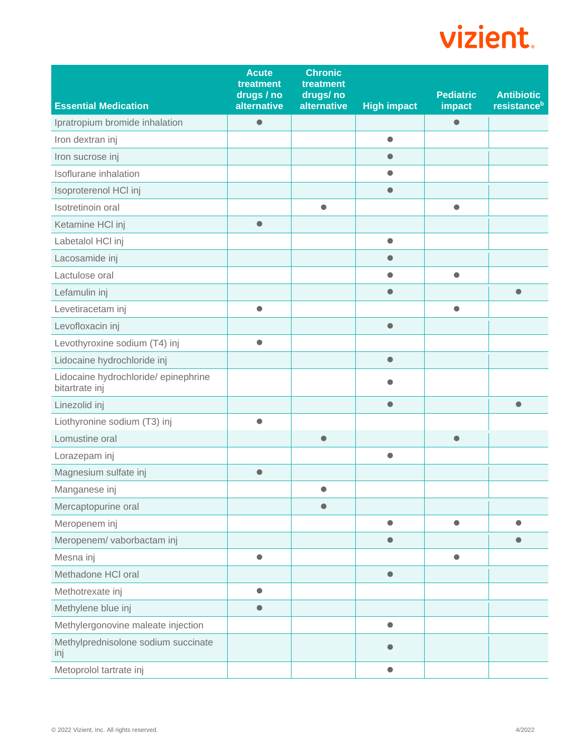| Essential Medication | Acute treatment drugs / no alternative | Chronic treatment drugs/ no alternative | High impact | Pediatric impact | Antibiotic resistance[b] |
|---|---|---|---|---|---|
| Ipratropium bromide inhalation | ● | | | ● | |
| Iron dextran inj | | | ● | | |
| Iron sucrose inj | | | ● | | |
| Isoflurane inhalation | | | ● | | |
| Isoproterenol HCl inj | | | ● | | |
| Isotretinoin oral | | ● | | ● | |
| Ketamine HCl inj | ● | | | | |
| Labetalol HCl inj | | | ● | | |
| Lacosamide inj | | | ● | | |
| Lactulose oral | | | ● | ● | |
| Lefamulin inj | | | ● | | ● |
| Levetiracetam inj | ● | | | ● | |
| Levofloxacin inj | | | ● | | |
| Levothyroxine sodium (T4) inj | ● | | | | |
| Lidocaine hydrochloride inj | | | ● | | |
| Lidocaine hydrochloride/ epinephrine bitartrate inj | | | ● | | |
| Linezolid inj | | | ● | | ● |
| Liothyronine sodium (T3) inj | ● | | | | |
| Lomustine oral | | ● | | ● | |
| Lorazepam inj | | | ● | | |
| Magnesium sulfate inj | ● | | | | |
| Manganese inj | | ● | | | |
| Mercaptopurine oral | | ● | | | |
| Meropenem inj | | | ● | ● | ● |
| Meropenem/ vaborbactam inj | | | ● | | ● |
| Mesna inj | ● | | | ● | |
| Methadone HCl oral | | | ● | | |
| Methotrexate inj | ● | | | | |
| Methylene blue inj | ● | | | | |
| Methylergonovine maleate injection | | | ● | | |
| Methylprednisolone sodium succinate inj | | | ● | | |
| Metoprolol tartrate inj | | | ● | | |

© 2022 Vizient, Inc. All rights reserved. 4/2022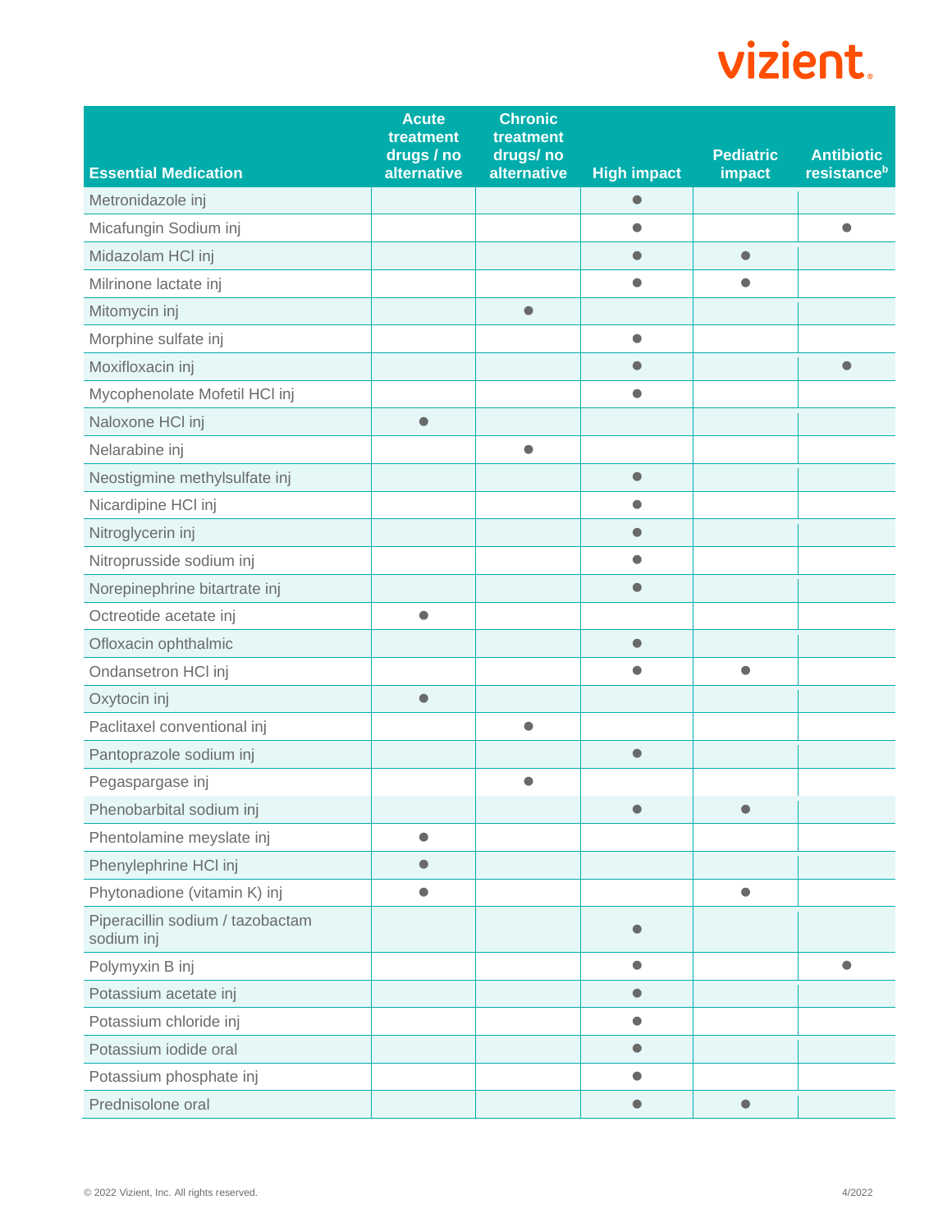| Essential Medication | Acute treatment drugs / no alternative | Chronic treatment drugs/ no alternative | High impact | Pediatric impact | Antibiotic resistance[b] |
|---|---|---|---|---|---|
| Metronidazole inj | | | ● | | |
| Micafungin Sodium inj | | | ● | | ● |
| Midazolam HCl inj | | | ● | ● | |
| Milrinone lactate inj | | | ● | ● | |
| Mitomycin inj | | ● | | | |
| Morphine sulfate inj | | | ● | | |
| Moxifloxacin inj | | | ● | | ● |
| Mycophenolate Mofetil HCl inj | | | ● | | |
| Naloxone HCl inj | ● | | | | |
| Nelarabine inj | | ● | | | |
| Neostigmine methylsulfate inj | | | ● | | |
| Nicardipine HCl inj | | | ● | | |
| Nitroglycerin inj | | | ● | | |
| Nitroprusside sodium inj | | | ● | | |
| Norepinephrine bitartrate inj | | | ● | | |
| Octreotide acetate inj | ● | | | | |
| Ofloxacin ophthalmic | | | ● | | |
| Ondansetron HCl inj | | | ● | ● | |
| Oxytocin inj | ● | | | | |
| Paclitaxel conventional inj | | ● | | | |
| Pantoprazole sodium inj | | | ● | | |
| Pegaspargase inj | | ● | | | |
| Phenobarbital sodium inj | | | ● | ● | |
| Phentolamine meyslate inj | ● | | | | |
| Phenylephrine HCl inj | ● | | | | |
| Phytonadione (vitamin K) inj | ● | | | ● | |
| Piperacillin sodium / tazobactam sodium inj | | | ● | | |
| Polymyxin B inj | | | ● | | ● |
| Potassium acetate inj | | | ● | | |
| Potassium chloride inj | | | ● | | |
| Potassium iodide oral | | | ● | | |
| Potassium phosphate inj | | | ● | | |
| Prednisolone oral | | | ● | ● | |

© 2022 Vizient, Inc. All rights reserved. 4/2022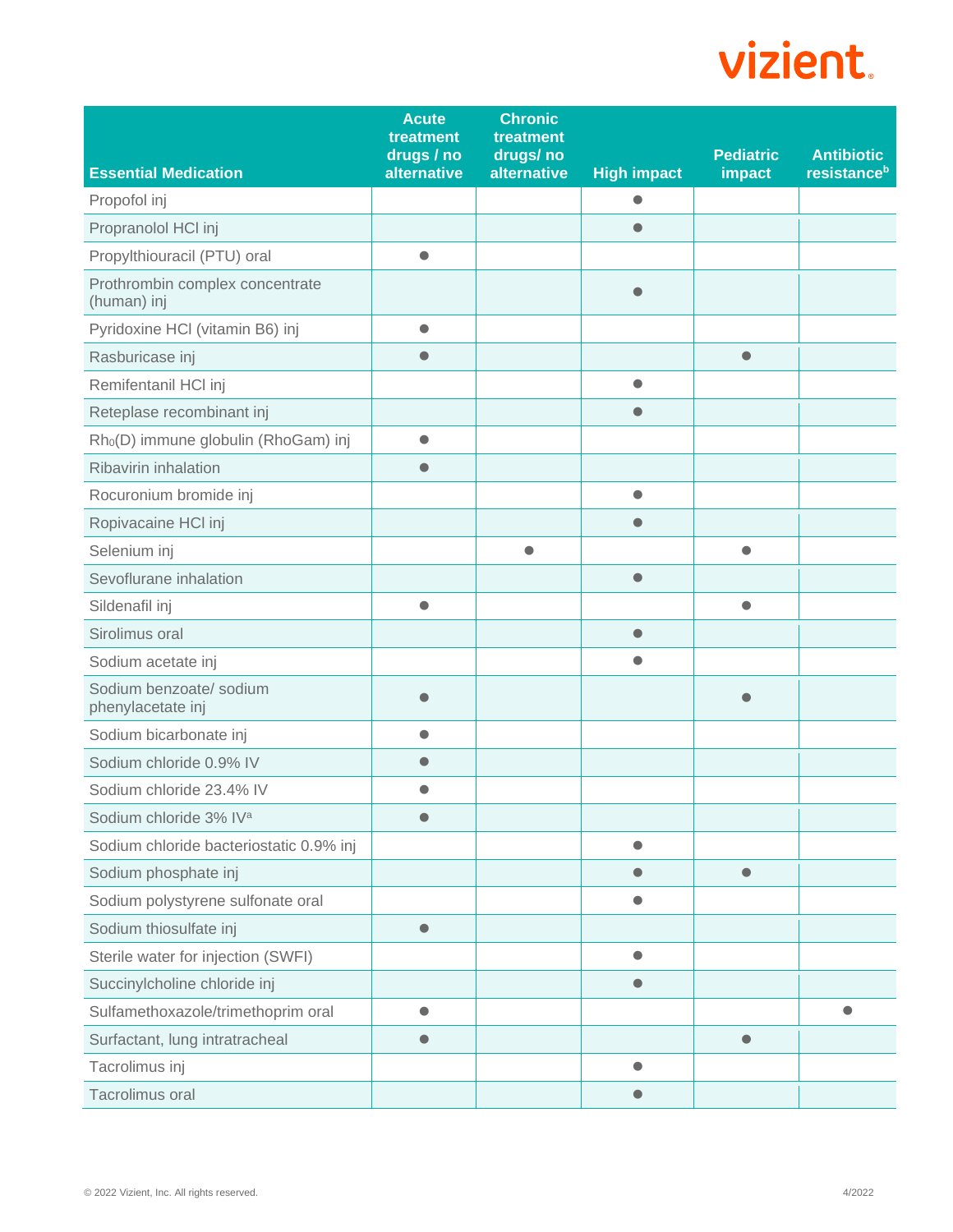| Essential Medication | Acute treatment drugs / no alternative | Chronic treatment drugs/ no alternative | High impact | Pediatric impact | Antibiotic resistance[b] |
|---|---|---|---|---|---|
| Propofol inj | | | ● | | |
| Propranolol HCl inj | | | ● | | |
| Propylthiouracil (PTU) oral | ● | | | | |
| Prothrombin complex concentrate (human) inj | | | ● | | |
| Pyridoxine HCl (vitamin B6) inj | ● | | | | |
| Rasburicase inj | ● | | | ● | |
| Remifentanil HCl inj | | | ● | | |
| Reteplase recombinant inj | | | ● | | |
| $Rh_0$(D) immune globulin (RhoGam) inj | ● | | | | |
| Ribavirin inhalation | ● | | | | |
| Rocuronium bromide inj | | | ● | | |
| Ropivacaine HCl inj | | | ● | | |
| Selenium inj | | ● | | ● | |
| Sevoflurane inhalation | | | ● | | |
| Sildenafil inj | ● | | | ● | |
| Sirolimus oral | | | ● | | |
| Sodium acetate inj | | | ● | | |
| Sodium benzoate/ sodium phenylacetate inj | ● | | | ● | |
| Sodium bicarbonate inj | ● | | | | |
| Sodium chloride 0.9% IV | ● | | | | |
| Sodium chloride 23.4% IV | ● | | | | |
| Sodium chloride 3% IV[a] | ● | | | | |
| Sodium chloride bacteriostatic 0.9% inj | | | ● | | |
| Sodium phosphate inj | | | ● | ● | |
| Sodium polystyrene sulfonate oral | | | ● | | |
| Sodium thiosulfate inj | ● | | | | |
| Sterile water for injection (SWFI) | | | ● | | |
| Succinylcholine chloride inj | | | ● | | |
| Sulfamethoxazole/trimethoprim oral | ● | | | | ● |
| Surfactant, lung intratracheal | ● | | | ● | |
| Tacrolimus inj | | | ● | | |
| Tacrolimus oral | | | ● | | |

© 2022 Vizient, Inc. All rights reserved. 4/2022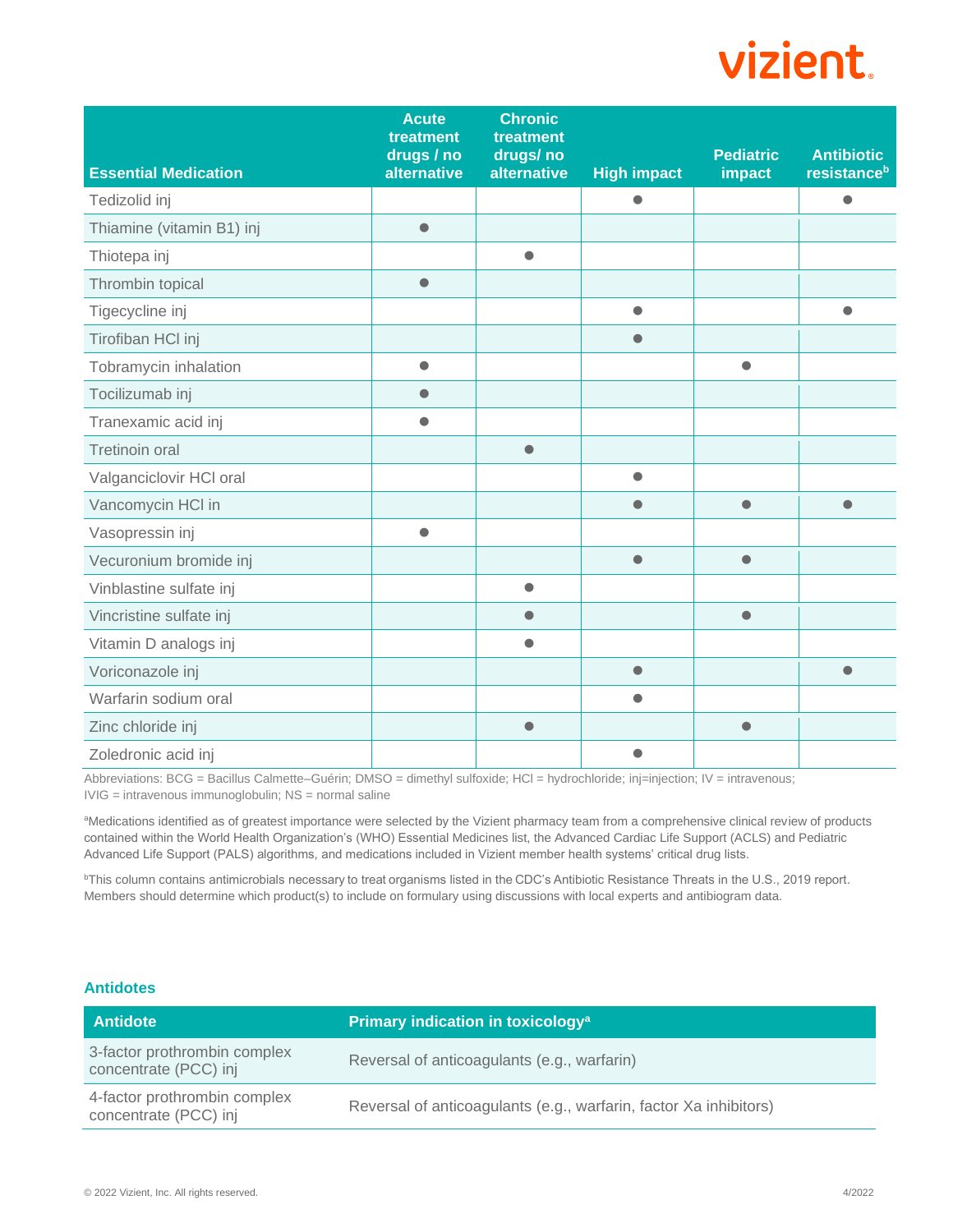| Essential Medication | Acute treatment drugs / no alternative | Chronic treatment drugs/ no alternative | High impact | Pediatric impact | Antibiotic resistance[b] |
|---|---|---|---|---|---|
| Tedizolid inj | | | ● | | ● |
| Thiamine (vitamin B1) inj | ● | | | | |
| Thiotepa inj | | ● | | | |
| Thrombin topical | ● | | | | |
| Tigecycline inj | | | ● | | ● |
| Tirofiban HCl inj | | | ● | | |
| Tobramycin inhalation | ● | | | ● | |
| Tocilizumab inj | ● | | | | |
| Tranexamic acid inj | ● | | | | |
| Tretinoin oral | | ● | | | |
| Valganciclovir HCl oral | | | ● | | |
| Vancomycin HCl in | | | ● | ● | ● |
| Vasopressin inj | ● | | | | |
| Vecuronium bromide inj | | | ● | ● | |
| Vinblastine sulfate inj | | ● | | | |
| Vincristine sulfate inj | | ● | | ● | |
| Vitamin D analogs inj | | ● | | | |
| Voriconazole inj | | | ● | | ● |
| Warfarin sodium oral | | | ● | | |
| Zinc chloride inj | | ● | | ● | |
| Zoledronic acid inj | | | ● | | |

Abbreviations: BCG = Bacillus Calmette–Guérin; DMSO = dimethyl sulfoxide; HCl = hydrochloride; inj=injection; IV = intravenous; IVIG = intravenous immunoglobulin; NS = normal saline

[a]Medications identified as of greatest importance were selected by the Vizient pharmacy team from a comprehensive clinical review of products contained within the World Health Organization's (WHO) Essential Medicines list, the Advanced Cardiac Life Support (ACLS) and Pediatric Advanced Life Support (PALS) algorithms, and medications included in Vizient member health systems' critical drug lists.

[b]This column contains antimicrobials necessary to treat organisms listed in the CDC's Antibiotic Resistance Threats in the U.S., 2019 report. Members should determine which product(s) to include on formulary using discussions with local experts and antibiogram data.

## Antidotes

| Antidote | Primary indication in toxicology[a] |
|---|---|
| 3-factor prothrombin complex concentrate (PCC) inj | Reversal of anticoagulants (e.g., warfarin) |
| 4-factor prothrombin complex concentrate (PCC) inj | Reversal of anticoagulants (e.g., warfarin, factor Xa inhibitors) |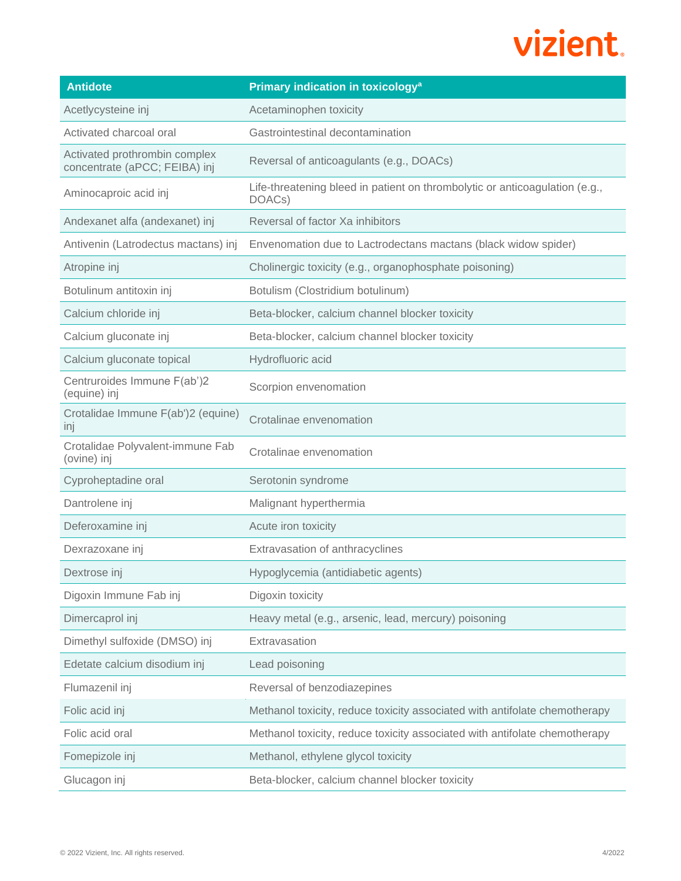| Antidote | Primary indication in toxicology[a] |
|---|---|
| Acetlycysteine inj | Acetaminophen toxicity |
| Activated charcoal oral | Gastrointestinal decontamination |
| Activated prothrombin complex concentrate (aPCC; FEIBA) inj | Reversal of anticoagulants (e.g., DOACs) |
| Aminocaproic acid inj | Life-threatening bleed in patient on thrombolytic or anticoagulation (e.g., DOACs) |
| Andexanet alfa (andexanet) inj | Reversal of factor Xa inhibitors |
| Antivenin (Latrodectus mactans) inj | Envenomation due to Lactrodectans mactans (black widow spider) |
| Atropine inj | Cholinergic toxicity (e.g., organophosphate poisoning) |
| Botulinum antitoxin inj | Botulism (Clostridium botulinum) |
| Calcium chloride inj | Beta-blocker, calcium channel blocker toxicity |
| Calcium gluconate inj | Beta-blocker, calcium channel blocker toxicity |
| Calcium gluconate topical | Hydrofluoric acid |
| Centruroides Immune F(ab')2 (equine) inj | Scorpion envenomation |
| Crotalidae Immune F(ab')2 (equine) inj | Crotalinae envenomation |
| Crotalidae Polyvalent-immune Fab (ovine) inj | Crotalinae envenomation |
| Cyproheptadine oral | Serotonin syndrome |
| Dantrolene inj | Malignant hyperthermia |
| Deferoxamine inj | Acute iron toxicity |
| Dexrazoxane inj | Extravasation of anthracyclines |
| Dextrose inj | Hypoglycemia (antidiabetic agents) |
| Digoxin Immune Fab inj | Digoxin toxicity |
| Dimercaprol inj | Heavy metal (e.g., arsenic, lead, mercury) poisoning |
| Dimethyl sulfoxide (DMSO) inj | Extravasation |
| Edetate calcium disodium inj | Lead poisoning |
| Flumazenil inj | Reversal of benzodiazepines |
| Folic acid inj | Methanol toxicity, reduce toxicity associated with antifolate chemotherapy |
| Folic acid oral | Methanol toxicity, reduce toxicity associated with antifolate chemotherapy |
| Fomepizole inj | Methanol, ethylene glycol toxicity |
| Glucagon inj | Beta-blocker, calcium channel blocker toxicity |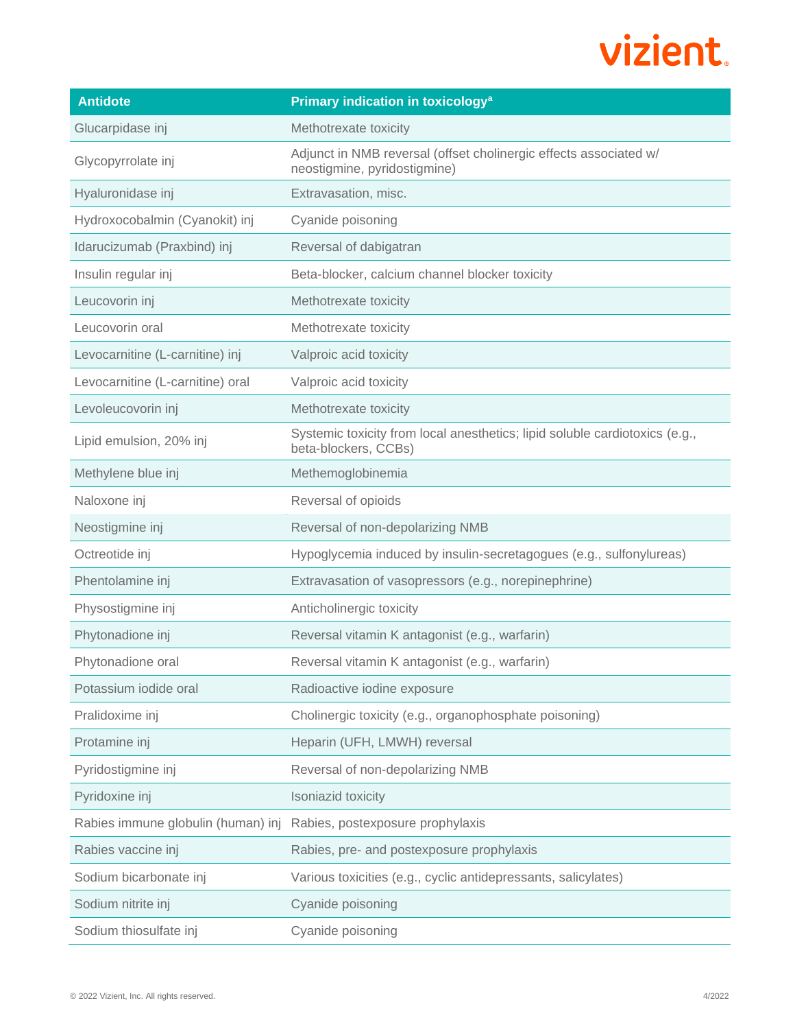| Antidote | Primary indication in toxicology[a] |
| --- | --- |
| Glucarpidase inj | Methotrexate toxicity |
| Glycopyrrolate inj | Adjunct in NMB reversal (offset cholinergic effects associated w/ neostigmine, pyridostigmine) |
| Hyaluronidase inj | Extravasation, misc. |
| Hydroxocobalmin (Cyanokit) inj | Cyanide poisoning |
| Idarucizumab (Praxbind) inj | Reversal of dabigatran |
| Insulin regular inj | Beta-blocker, calcium channel blocker toxicity |
| Leucovorin inj | Methotrexate toxicity |
| Leucovorin oral | Methotrexate toxicity |
| Levocarnitine (L-carnitine) inj | Valproic acid toxicity |
| Levocarnitine (L-carnitine) oral | Valproic acid toxicity |
| Levoleucovorin inj | Methotrexate toxicity |
| Lipid emulsion, 20% inj | Systemic toxicity from local anesthetics; lipid soluble cardiotoxics (e.g., beta-blockers, CCBs) |
| Methylene blue inj | Methemoglobinemia |
| Naloxone inj | Reversal of opioids |
| Neostigmine inj | Reversal of non-depolarizing NMB |
| Octreotide inj | Hypoglycemia induced by insulin-secretagogues (e.g., sulfonylureas) |
| Phentolamine inj | Extravasation of vasopressors (e.g., norepinephrine) |
| Physostigmine inj | Anticholinergic toxicity |
| Phytonadione inj | Reversal vitamin K antagonist (e.g., warfarin) |
| Phytonadione oral | Reversal vitamin K antagonist (e.g., warfarin) |
| Potassium iodide oral | Radioactive iodine exposure |
| Pralidoxime inj | Cholinergic toxicity (e.g., organophosphate poisoning) |
| Protamine inj | Heparin (UFH, LMWH) reversal |
| Pyridostigmine inj | Reversal of non-depolarizing NMB |
| Pyridoxine inj | Isoniazid toxicity |
| Rabies immune globulin (human) inj | Rabies, postexposure prophylaxis |
| Rabies vaccine inj | Rabies, pre- and postexposure prophylaxis |
| Sodium bicarbonate inj | Various toxicities (e.g., cyclic antidepressants, salicylates) |
| Sodium nitrite inj | Cyanide poisoning |
| Sodium thiosulfate inj | Cyanide poisoning |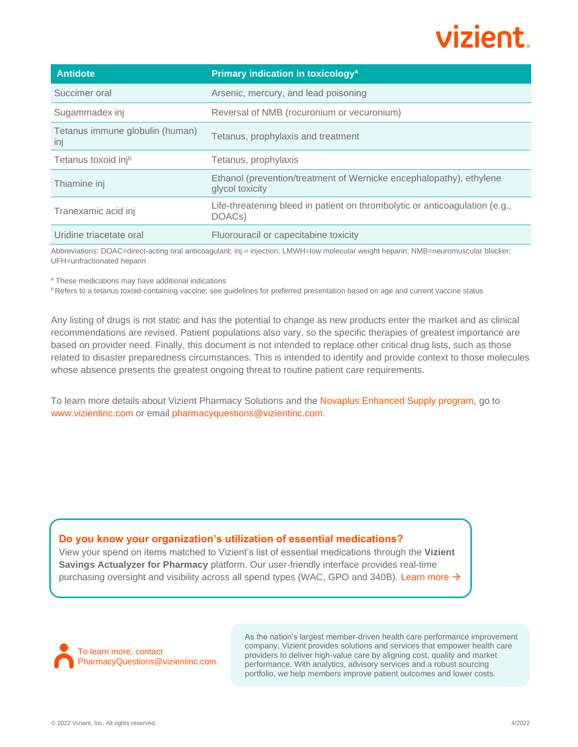| Antidote | Primary indication in toxicology[a] |
| --- | --- |
| Succimer oral | Arsenic, mercury, and lead poisoning |
| Sugammadex inj | Reversal of NMB (rocuronium or vecuronium) |
| Tetanus immune globulin (human) inj | Tetanus, prophylaxis and treatment |
| Tetanus toxoid inj[b] | Tetanus, prophylaxis |
| Thiamine inj | Ethanol (prevention/treatment of Wernicke encephalopathy), ethylene glycol toxicity |
| Tranexamic acid inj | Life-threatening bleed in patient on thrombolytic or anticoagulation (e.g., DOACs) |
| Uridine triacetate oral | Fluorouracil or capecitabine toxicity |

Abbreviations: DOAC=direct-acting oral anticoagulant; inj = injection; LMWH=low molecular weight heparin; NMB=neuromuscular blocker; UFH=unfractionated heparin

[a] These medications may have additional indications

[b] Refers to a tetanus toxoid-containing vaccine; see guidelines for preferred presentation based on age and current vaccine status

Any listing of drugs is not static and has the potential to change as new products enter the market and as clinical recommendations are revised. Patient populations also vary, so the specific therapies of greatest importance are based on provider need. Finally, this document is not intended to replace other critical drug lists, such as those related to disaster preparedness circumstances. This is intended to identify and provide context to those molecules whose absence presents the greatest ongoing threat to routine patient care requirements.

To learn more details about Vizient Pharmacy Solutions and the Novaplus Enhanced Supply program, go to www.vizientinc.com or email pharmacyquestions@vizientinc.com.

**Do you know your organization's utilization of essential medications?**

View your spend on items matched to Vizient's list of essential medications through the **Vizient Savings Actualyzer for Pharmacy** platform. Our user-friendly interface provides real-time purchasing oversight and visibility across all spend types (WAC, GPO and 340B). Learn more →

To learn more, contact PharmacyQuestions@vizientinc.com.

As the nation's largest member-driven health care performance improvement company, Vizient provides solutions and services that empower health care providers to deliver high-value care by aligning cost, quality and market performance. With analytics, advisory services and a robust sourcing portfolio, we help members improve patient outcomes and lower costs.

© 2022 Vizient, Inc. All rights reserved.

4/2022